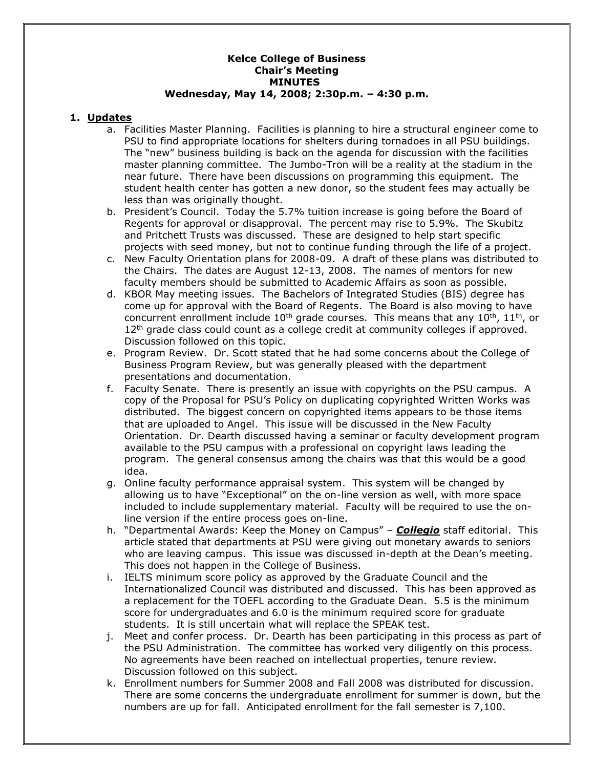**Kelce College of Business**
**Chair's Meeting**
**MINUTES**
**Wednesday, May 14, 2008; 2:30p.m. – 4:30 p.m.**

1. **Updates**
   a. Facilities Master Planning. Facilities is planning to hire a structural engineer come to PSU to find appropriate locations for shelters during tornadoes in all PSU buildings. The "new" business building is back on the agenda for discussion with the facilities master planning committee. The Jumbo-Tron will be a reality at the stadium in the near future. There have been discussions on programming this equipment. The student health center has gotten a new donor, so the student fees may actually be less than was originally thought.
   b. President's Council. Today the 5.7% tuition increase is going before the Board of Regents for approval or disapproval. The percent may rise to 5.9%. The Skubitz and Pritchett Trusts was discussed. These are designed to help start specific projects with seed money, but not to continue funding through the life of a project.
   c. New Faculty Orientation plans for 2008-09. A draft of these plans was distributed to the Chairs. The dates are August 12-13, 2008. The names of mentors for new faculty members should be submitted to Academic Affairs as soon as possible.
   d. KBOR May meeting issues. The Bachelors of Integrated Studies (BIS) degree has come up for approval with the Board of Regents. The Board is also moving to have concurrent enrollment include 10th grade courses. This means that any 10th, 11th, or 12th grade class could count as a college credit at community colleges if approved. Discussion followed on this topic.
   e. Program Review. Dr. Scott stated that he had some concerns about the College of Business Program Review, but was generally pleased with the department presentations and documentation.
   f. Faculty Senate. There is presently an issue with copyrights on the PSU campus. A copy of the Proposal for PSU's Policy on duplicating copyrighted Written Works was distributed. The biggest concern on copyrighted items appears to be those items that are uploaded to Angel. This issue will be discussed in the New Faculty Orientation. Dr. Dearth discussed having a seminar or faculty development program available to the PSU campus with a professional on copyright laws leading the program. The general consensus among the chairs was that this would be a good idea.
   g. Online faculty performance appraisal system. This system will be changed by allowing us to have "Exceptional" on the on-line version as well, with more space included to include supplementary material. Faculty will be required to use the on-line version if the entire process goes on-line.
   h. "Departmental Awards: Keep the Money on Campus" – ***Collegio*** staff editorial. This article stated that departments at PSU were giving out monetary awards to seniors who are leaving campus. This issue was discussed in-depth at the Dean's meeting. This does not happen in the College of Business.
   i. IELTS minimum score policy as approved by the Graduate Council and the Internationalized Council was distributed and discussed. This has been approved as a replacement for the TOEFL according to the Graduate Dean. 5.5 is the minimum score for undergraduates and 6.0 is the minimum required score for graduate students. It is still uncertain what will replace the SPEAK test.
   j. Meet and confer process. Dr. Dearth has been participating in this process as part of the PSU Administration. The committee has worked very diligently on this process. No agreements have been reached on intellectual properties, tenure review. Discussion followed on this subject.
   k. Enrollment numbers for Summer 2008 and Fall 2008 was distributed for discussion. There are some concerns the undergraduate enrollment for summer is down, but the numbers are up for fall. Anticipated enrollment for the fall semester is 7,100.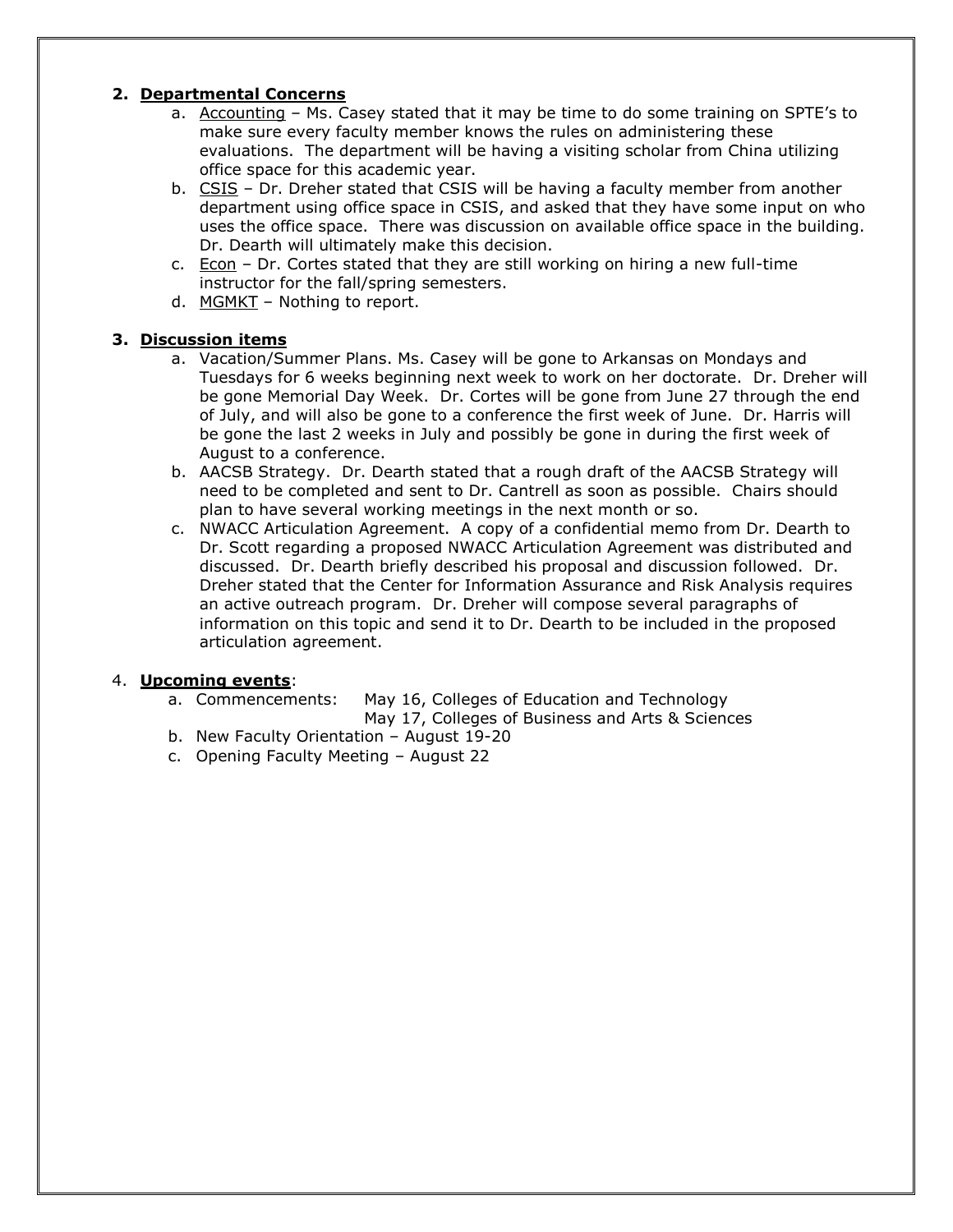2. **Departmental Concerns**
    a. Accounting – Ms. Casey stated that it may be time to do some training on SPTE's to make sure every faculty member knows the rules on administering these evaluations. The department will be having a visiting scholar from China utilizing office space for this academic year.
    b. CSIS – Dr. Dreher stated that CSIS will be having a faculty member from another department using office space in CSIS, and asked that they have some input on who uses the office space. There was discussion on available office space in the building. Dr. Dearth will ultimately make this decision.
    c. Econ – Dr. Cortes stated that they are still working on hiring a new full-time instructor for the fall/spring semesters.
    d. MGMKT – Nothing to report.

3. **Discussion items**
    a. Vacation/Summer Plans. Ms. Casey will be gone to Arkansas on Mondays and Tuesdays for 6 weeks beginning next week to work on her doctorate. Dr. Dreher will be gone Memorial Day Week. Dr. Cortes will be gone from June 27 through the end of July, and will also be gone to a conference the first week of June. Dr. Harris will be gone the last 2 weeks in July and possibly be gone in during the first week of August to a conference.
    b. AACSB Strategy. Dr. Dearth stated that a rough draft of the AACSB Strategy will need to be completed and sent to Dr. Cantrell as soon as possible. Chairs should plan to have several working meetings in the next month or so.
    c. NWACC Articulation Agreement. A copy of a confidential memo from Dr. Dearth to Dr. Scott regarding a proposed NWACC Articulation Agreement was distributed and discussed. Dr. Dearth briefly described his proposal and discussion followed. Dr. Dreher stated that the Center for Information Assurance and Risk Analysis requires an active outreach program. Dr. Dreher will compose several paragraphs of information on this topic and send it to Dr. Dearth to be included in the proposed articulation agreement.

4. **Upcoming events**:
    a. Commencements: May 16, Colleges of Education and Technology
       May 17, Colleges of Business and Arts & Sciences
    b. New Faculty Orientation – August 19-20
    c. Opening Faculty Meeting – August 22